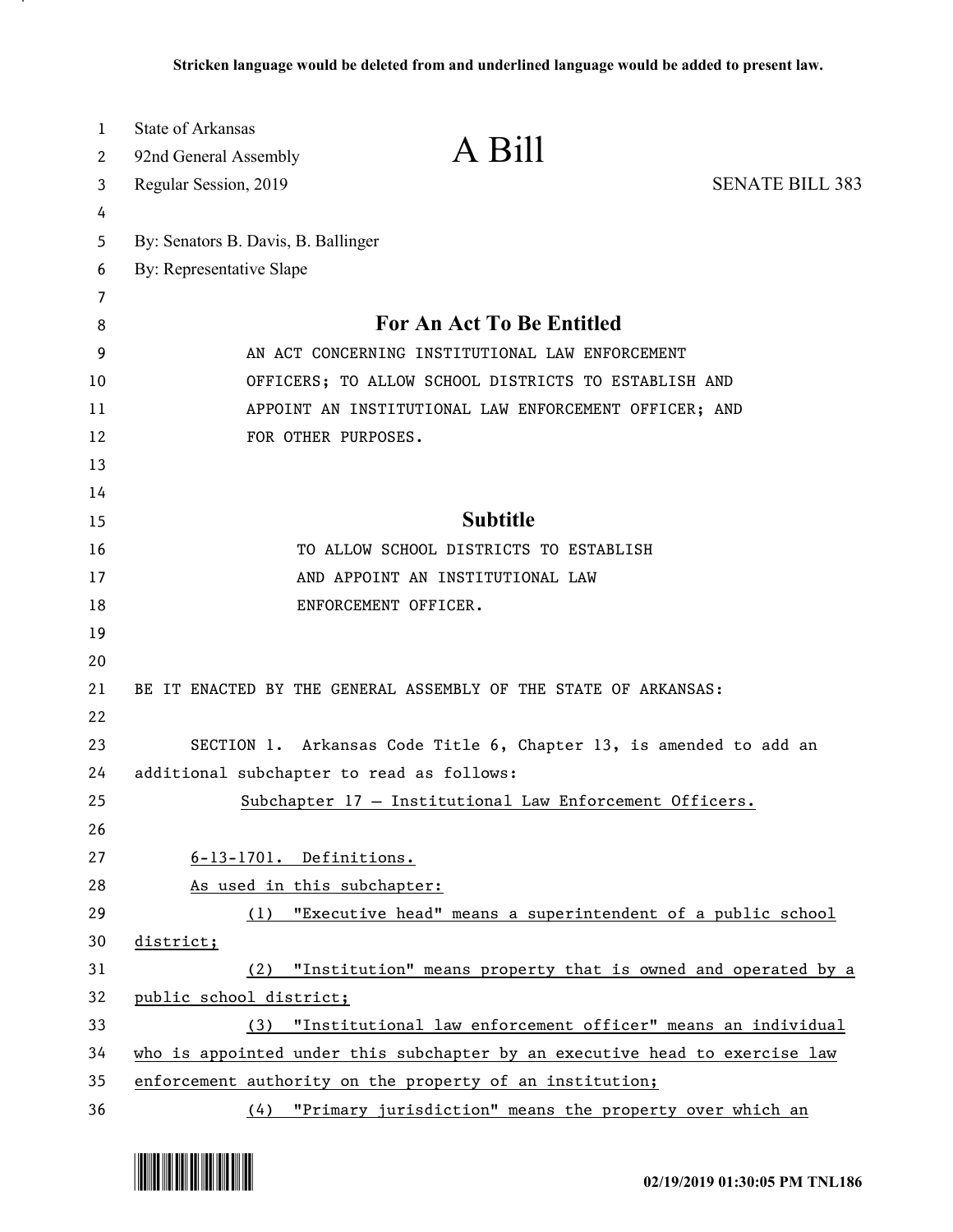Stricken language would be deleted from and underlined language would be added to present law.

State of Arkansas
92nd General Assembly
Regular Session, 2019

# A Bill

SENATE BILL 383

By: Senators B. Davis, B. Ballinger
By: Representative Slape

## For An Act To Be Entitled

AN ACT CONCERNING INSTITUTIONAL LAW ENFORCEMENT OFFICERS; TO ALLOW SCHOOL DISTRICTS TO ESTABLISH AND APPOINT AN INSTITUTIONAL LAW ENFORCEMENT OFFICER; AND FOR OTHER PURPOSES.

## Subtitle

TO ALLOW SCHOOL DISTRICTS TO ESTABLISH AND APPOINT AN INSTITUTIONAL LAW ENFORCEMENT OFFICER.

BE IT ENACTED BY THE GENERAL ASSEMBLY OF THE STATE OF ARKANSAS:

SECTION 1. Arkansas Code Title 6, Chapter 13, is amended to add an additional subchapter to read as follows:

<u>Subchapter 17 — Institutional Law Enforcement Officers.</u>

<u>6-13-1701. Definitions.</u>

<u>As used in this subchapter:</u>

<u>(1) "Executive head" means a superintendent of a public school district;</u>

<u>(2) "Institution" means property that is owned and operated by a public school district;</u>

<u>(3) "Institutional law enforcement officer" means an individual who is appointed under this subchapter by an executive head to exercise law enforcement authority on the property of an institution;</u>

<u>(4) "Primary jurisdiction" means the property over which an</u>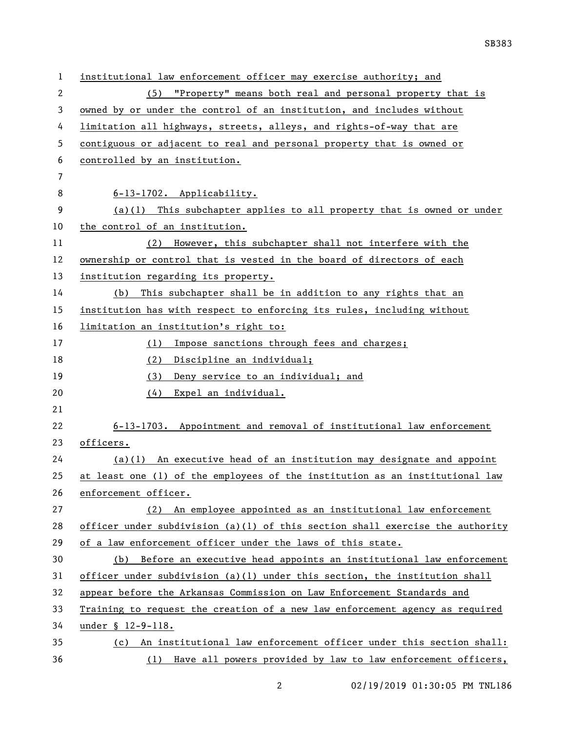institutional law enforcement officer may exercise authority; and

(5) "Property" means both real and personal property that is owned by or under the control of an institution, and includes without limitation all highways, streets, alleys, and rights-of-way that are contiguous or adjacent to real and personal property that is owned or controlled by an institution.

6-13-1702. Applicability.

(a)(1) This subchapter applies to all property that is owned or under the control of an institution.

(2) However, this subchapter shall not interfere with the ownership or control that is vested in the board of directors of each institution regarding its property.

(b) This subchapter shall be in addition to any rights that an institution has with respect to enforcing its rules, including without limitation an institution's right to:

(1) Impose sanctions through fees and charges;

(2) Discipline an individual;

(3) Deny service to an individual; and

(4) Expel an individual.

6-13-1703. Appointment and removal of institutional law enforcement officers.

(a)(1) An executive head of an institution may designate and appoint at least one (1) of the employees of the institution as an institutional law enforcement officer.

(2) An employee appointed as an institutional law enforcement officer under subdivision (a)(1) of this section shall exercise the authority of a law enforcement officer under the laws of this state.

(b) Before an executive head appoints an institutional law enforcement officer under subdivision (a)(1) under this section, the institution shall appear before the Arkansas Commission on Law Enforcement Standards and Training to request the creation of a new law enforcement agency as required under § 12-9-118.

(c) An institutional law enforcement officer under this section shall:

(1) Have all powers provided by law to law enforcement officers,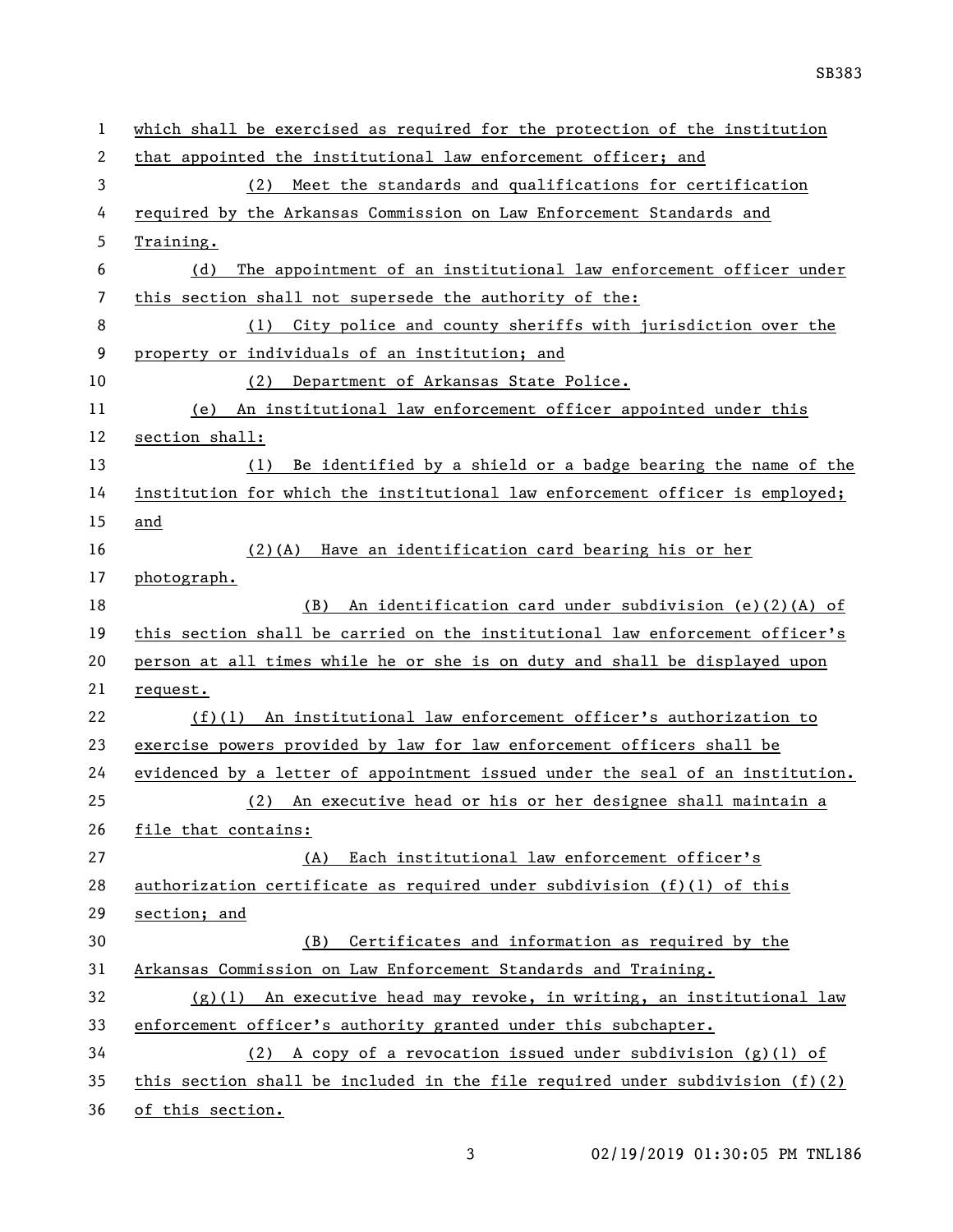which shall be exercised as required for the protection of the institution that appointed the institutional law enforcement officer; and

(2) Meet the standards and qualifications for certification required by the Arkansas Commission on Law Enforcement Standards and Training.

(d) The appointment of an institutional law enforcement officer under this section shall not supersede the authority of the:

(1) City police and county sheriffs with jurisdiction over the property or individuals of an institution; and

(2) Department of Arkansas State Police.

(e) An institutional law enforcement officer appointed under this section shall:

(1) Be identified by a shield or a badge bearing the name of the institution for which the institutional law enforcement officer is employed; and

(2)(A) Have an identification card bearing his or her photograph.

(B) An identification card under subdivision (e)(2)(A) of this section shall be carried on the institutional law enforcement officer's person at all times while he or she is on duty and shall be displayed upon request.

(f)(1) An institutional law enforcement officer's authorization to exercise powers provided by law for law enforcement officers shall be evidenced by a letter of appointment issued under the seal of an institution.

(2) An executive head or his or her designee shall maintain a file that contains:

(A) Each institutional law enforcement officer's authorization certificate as required under subdivision (f)(1) of this section; and

(B) Certificates and information as required by the Arkansas Commission on Law Enforcement Standards and Training.

(g)(1) An executive head may revoke, in writing, an institutional law enforcement officer's authority granted under this subchapter.

(2) A copy of a revocation issued under subdivision (g)(1) of this section shall be included in the file required under subdivision (f)(2) of this section.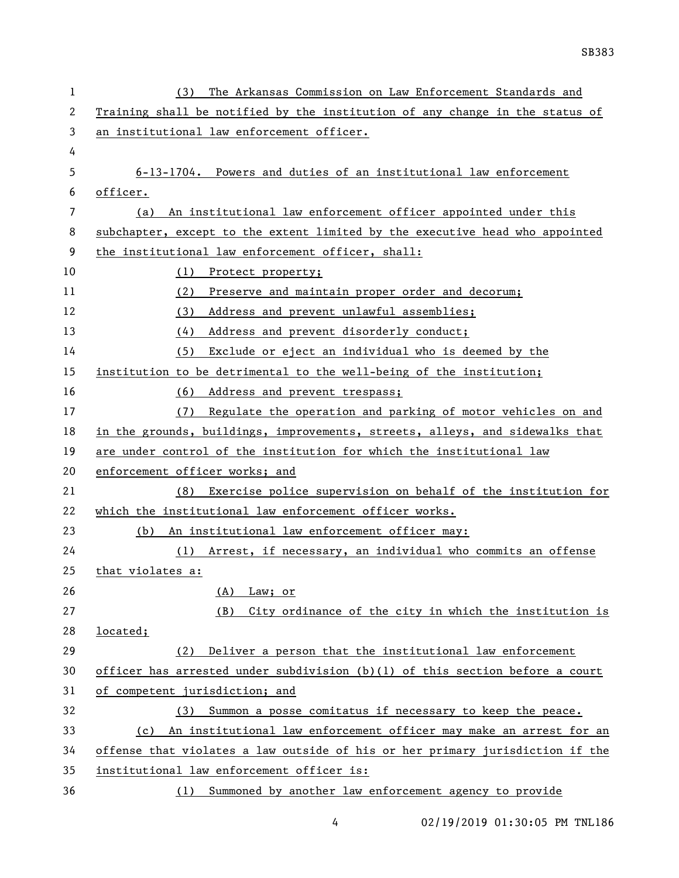(3) The Arkansas Commission on Law Enforcement Standards and Training shall be notified by the institution of any change in the status of an institutional law enforcement officer.

6-13-1704. Powers and duties of an institutional law enforcement officer.

(a) An institutional law enforcement officer appointed under this subchapter, except to the extent limited by the executive head who appointed the institutional law enforcement officer, shall:

(1) Protect property;

(2) Preserve and maintain proper order and decorum;

(3) Address and prevent unlawful assemblies;

(4) Address and prevent disorderly conduct;

(5) Exclude or eject an individual who is deemed by the institution to be detrimental to the well-being of the institution;

(6) Address and prevent trespass;

(7) Regulate the operation and parking of motor vehicles on and in the grounds, buildings, improvements, streets, alleys, and sidewalks that are under control of the institution for which the institutional law enforcement officer works; and

(8) Exercise police supervision on behalf of the institution for which the institutional law enforcement officer works.

(b) An institutional law enforcement officer may:

(1) Arrest, if necessary, an individual who commits an offense that violates a:

(A) Law; or

(B) City ordinance of the city in which the institution is located;

(2) Deliver a person that the institutional law enforcement officer has arrested under subdivision (b)(1) of this section before a court of competent jurisdiction; and

(3) Summon a posse comitatus if necessary to keep the peace.

(c) An institutional law enforcement officer may make an arrest for an offense that violates a law outside of his or her primary jurisdiction if the institutional law enforcement officer is:

(1) Summoned by another law enforcement agency to provide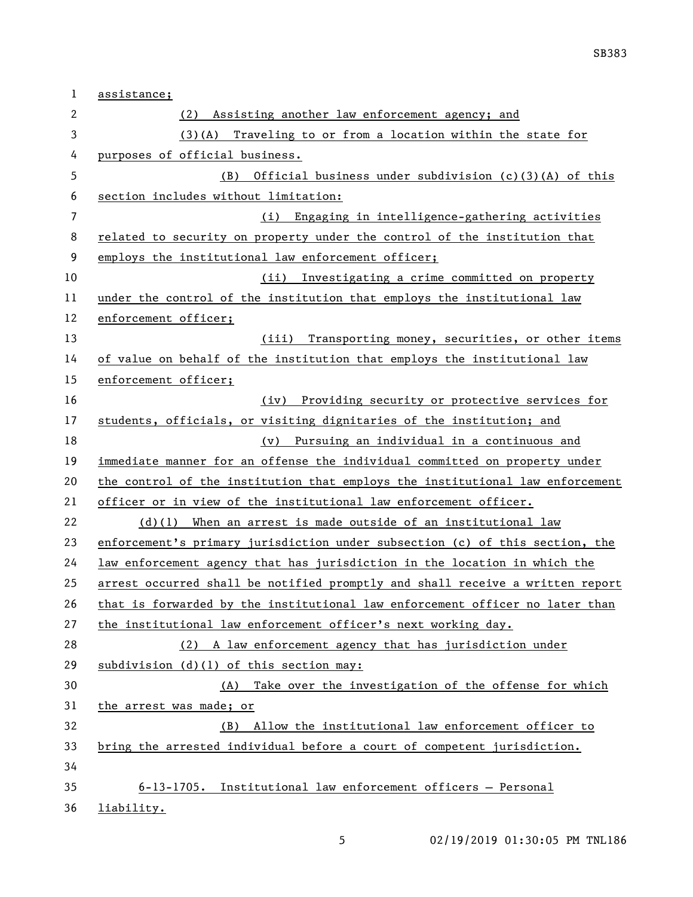assistance;

(2) Assisting another law enforcement agency; and

(3)(A) Traveling to or from a location within the state for purposes of official business.

(B) Official business under subdivision (c)(3)(A) of this section includes without limitation:

(i) Engaging in intelligence-gathering activities related to security on property under the control of the institution that employs the institutional law enforcement officer;

(ii) Investigating a crime committed on property under the control of the institution that employs the institutional law enforcement officer;

(iii) Transporting money, securities, or other items of value on behalf of the institution that employs the institutional law enforcement officer;

(iv) Providing security or protective services for students, officials, or visiting dignitaries of the institution; and

(v) Pursuing an individual in a continuous and immediate manner for an offense the individual committed on property under the control of the institution that employs the institutional law enforcement officer or in view of the institutional law enforcement officer.

(d)(1) When an arrest is made outside of an institutional law enforcement's primary jurisdiction under subsection (c) of this section, the law enforcement agency that has jurisdiction in the location in which the arrest occurred shall be notified promptly and shall receive a written report that is forwarded by the institutional law enforcement officer no later than the institutional law enforcement officer's next working day.

(2) A law enforcement agency that has jurisdiction under subdivision (d)(1) of this section may:

(A) Take over the investigation of the offense for which the arrest was made; or

(B) Allow the institutional law enforcement officer to bring the arrested individual before a court of competent jurisdiction.

6-13-1705. Institutional law enforcement officers — Personal liability.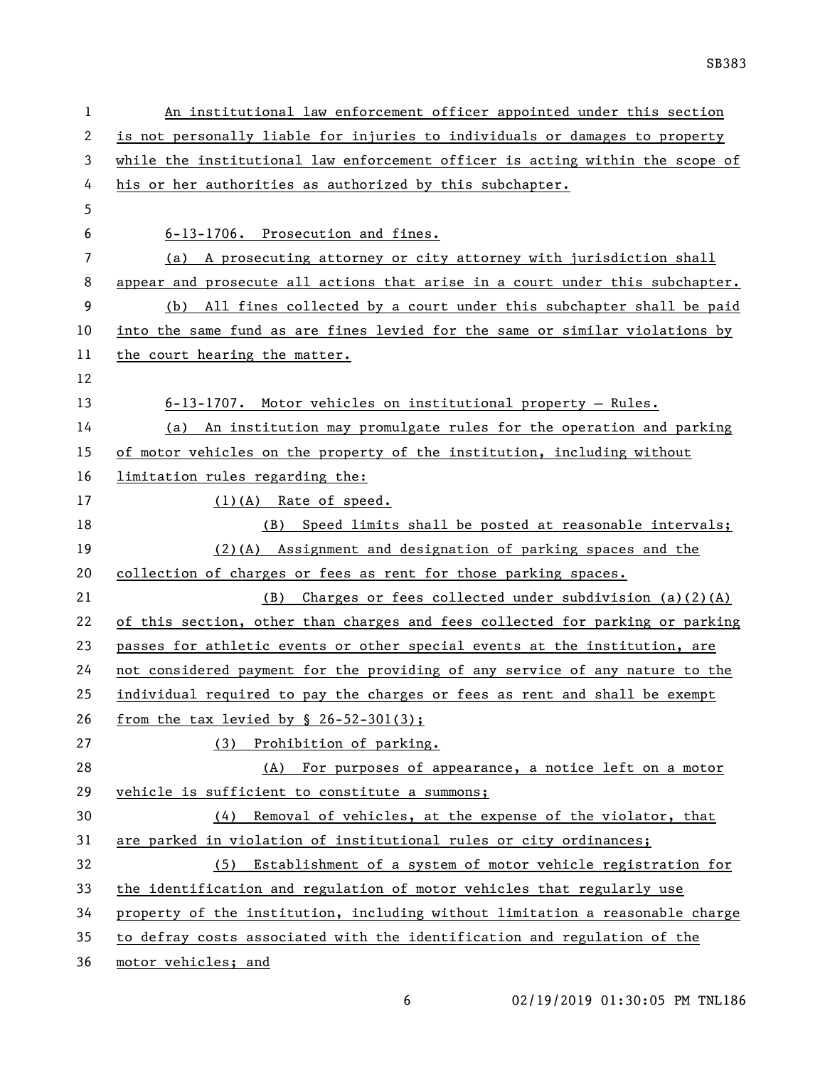An institutional law enforcement officer appointed under this section is not personally liable for injuries to individuals or damages to property while the institutional law enforcement officer is acting within the scope of his or her authorities as authorized by this subchapter.

6-13-1706. Prosecution and fines.

(a) A prosecuting attorney or city attorney with jurisdiction shall appear and prosecute all actions that arise in a court under this subchapter.

(b) All fines collected by a court under this subchapter shall be paid into the same fund as are fines levied for the same or similar violations by the court hearing the matter.

6-13-1707. Motor vehicles on institutional property — Rules.

(a) An institution may promulgate rules for the operation and parking of motor vehicles on the property of the institution, including without limitation rules regarding the:

(1)(A) Rate of speed.

(B) Speed limits shall be posted at reasonable intervals;

(2)(A) Assignment and designation of parking spaces and the collection of charges or fees as rent for those parking spaces.

(B) Charges or fees collected under subdivision (a)(2)(A) of this section, other than charges and fees collected for parking or parking passes for athletic events or other special events at the institution, are not considered payment for the providing of any service of any nature to the individual required to pay the charges or fees as rent and shall be exempt from the tax levied by § 26-52-301(3);

(3) Prohibition of parking.

(A) For purposes of appearance, a notice left on a motor vehicle is sufficient to constitute a summons;

(4) Removal of vehicles, at the expense of the violator, that are parked in violation of institutional rules or city ordinances;

(5) Establishment of a system of motor vehicle registration for the identification and regulation of motor vehicles that regularly use property of the institution, including without limitation a reasonable charge to defray costs associated with the identification and regulation of the motor vehicles; and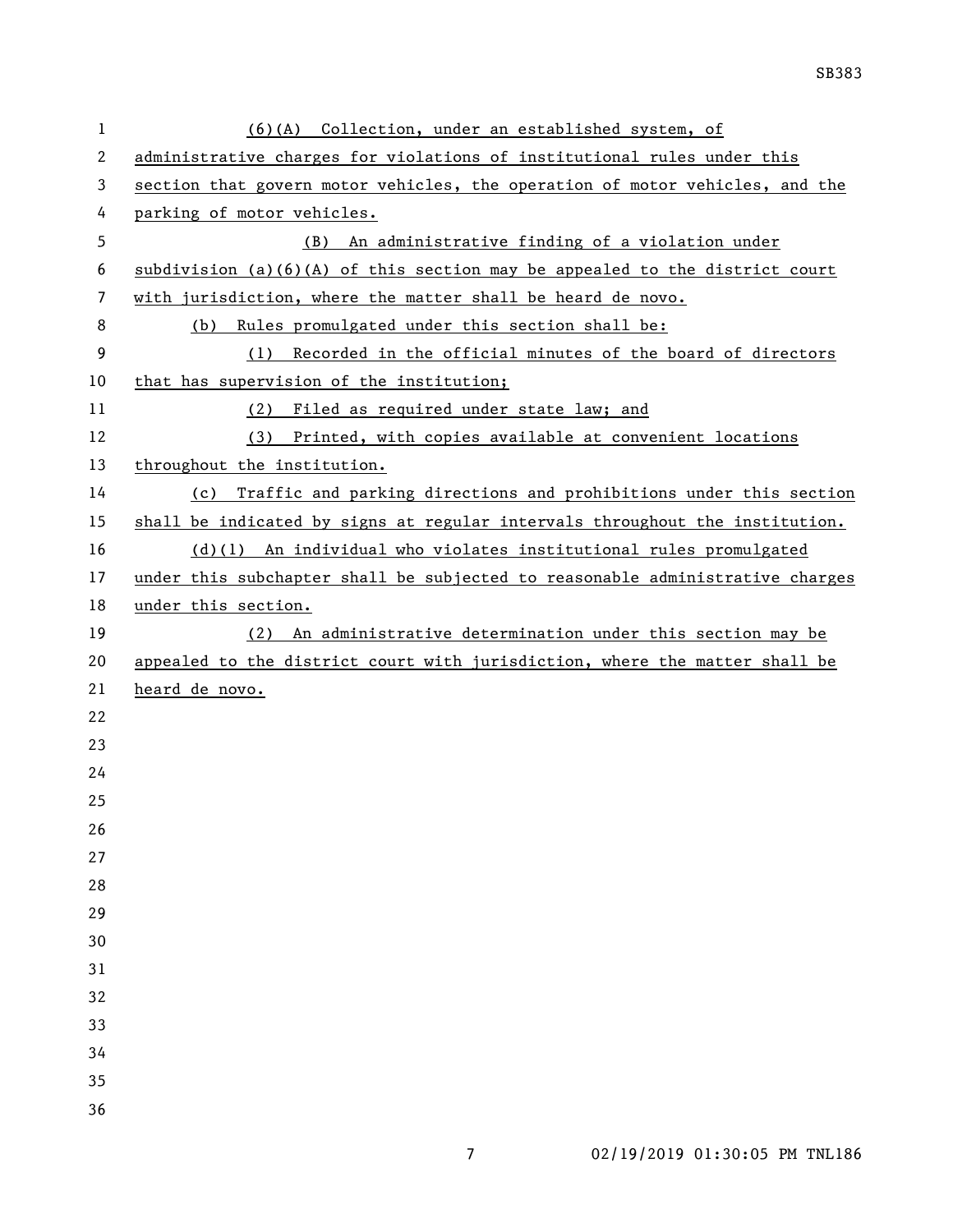(6)(A) Collection, under an established system, of administrative charges for violations of institutional rules under this section that govern motor vehicles, the operation of motor vehicles, and the parking of motor vehicles.

(B) An administrative finding of a violation under subdivision (a)(6)(A) of this section may be appealed to the district court with jurisdiction, where the matter shall be heard de novo.

(b) Rules promulgated under this section shall be:

(1) Recorded in the official minutes of the board of directors that has supervision of the institution;

(2) Filed as required under state law; and

(3) Printed, with copies available at convenient locations throughout the institution.

(c) Traffic and parking directions and prohibitions under this section shall be indicated by signs at regular intervals throughout the institution.

(d)(1) An individual who violates institutional rules promulgated under this subchapter shall be subjected to reasonable administrative charges under this section.

(2) An administrative determination under this section may be appealed to the district court with jurisdiction, where the matter shall be heard de novo.